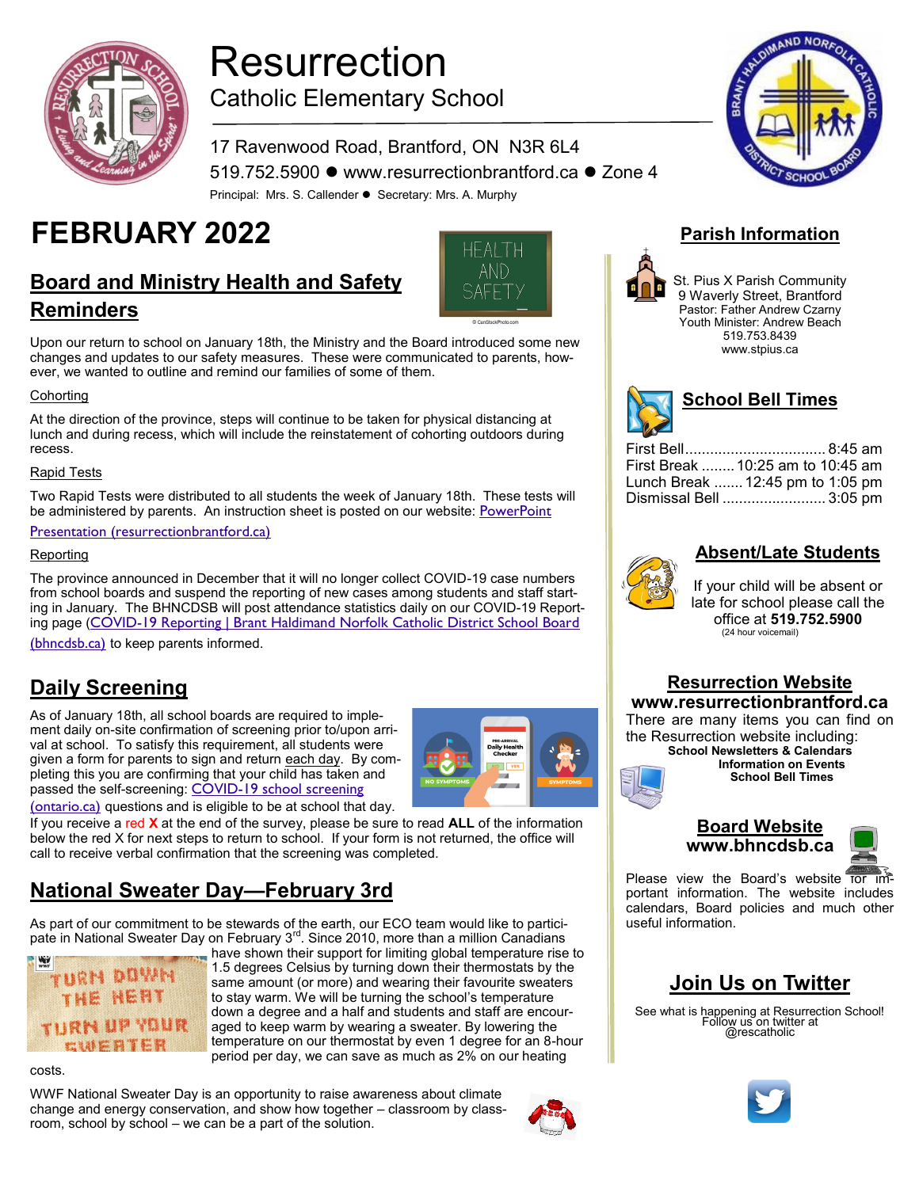# Resurrection

Catholic Elementary School

17 Ravenwood Road, Brantford, ON N3R 6L4

519.752.5900 ● www.resurrectionbrantford.ca ● Zone 4

Principal: Mrs. S. Callender ● Secretary: Mrs. A. Murphy

# FEBRUARY 2022

## Board and Ministry Health and Safety Reminders

Upon our return to school on January 18th, the Ministry and the Board introduced some new changes and updates to our safety measures. These were communicated to parents, however, we wanted to outline and remind our families of some of them.

Cohorting

At the direction of the province, steps will continue to be taken for physical distancing at lunch and during recess, which will include the reinstatement of cohorting outdoors during recess.

Rapid Tests

Two Rapid Tests were distributed to all students the week of January 18th. These tests will be administered by parents. An instruction sheet is posted on our website: PowerPoint Presentation (resurrectionbrantford.ca)

Reporting

The province announced in December that it will no longer collect COVID-19 case numbers from school boards and suspend the reporting of new cases among students and staff starting in January. The BHNCDSB will post attendance statistics daily on our COVID-19 Reporting page (COVID-19 Reporting | Brant Haldimand Norfolk Catholic District School Board (bhncdsb.ca) to keep parents informed.

## Daily Screening

As of January 18th, all school boards are required to implement daily on-site confirmation of screening prior to/upon arrival at school. To satisfy this requirement, all students were given a form for parents to sign and return each day. By completing this form you are confirming that your child has taken and passed the self-screening: COVID-19 school screening (ontario.ca) questions and is eligible to be at school that day. If you receive a red **X** at the end of the survey, please be sure to read **ALL** of the information below the red X for next steps to return to school. If your form is not returned, the office will call to receive verbal confirmation that the screening was completed.

## National Sweater Day—February 3rd

As part of our commitment to be stewards of the earth, our ECO team would like to participate in National Sweater Day on February 3rd. Since 2010, more than a million Canadians have shown their support for limiting global temperature rise to 1.5 degrees Celsius by turning down their thermostats by the same amount (or more) and wearing their favourite sweaters to stay warm. We will be turning the school's temperature down a degree and a half and students and staff are encouraged to keep warm by wearing a sweater. By lowering the temperature on our thermostat by even 1 degree for an 8-hour period per day, we can save as much as 2% on our heating costs.

WWF National Sweater Day is an opportunity to raise awareness about climate change and energy conservation, and show how together – classroom by classroom, school by school – we can be a part of the solution.

## Parish Information

St. Pius X Parish Community
9 Waverly Street, Brantford
Pastor: Father Andrew Czarny
Youth Minister: Andrew Beach
519.753.8439
www.stpius.ca

## School Bell Times

| | |
|---|---|
| First Bell | 8:45 am |
| First Break | 10:25 am to 10:45 am |
| Lunch Break | 12:45 pm to 1:05 pm |
| Dismissal Bell | 3:05 pm |

## Absent/Late Students

If your child will be absent or late for school please call the office at **519.752.5900** (24 hour voicemail)

## Resurrection Website

**www.resurrectionbrantford.ca**

There are many items you can find on the Resurrection website including:

**School Newsletters & Calendars**
**Information on Events**
**School Bell Times**

## Board Website

**www.bhncdsb.ca**

Please view the Board's website for important information. The website includes calendars, Board policies and much other useful information.

## Join Us on Twitter

See what is happening at Resurrection School! Follow us on twitter at @rescatholic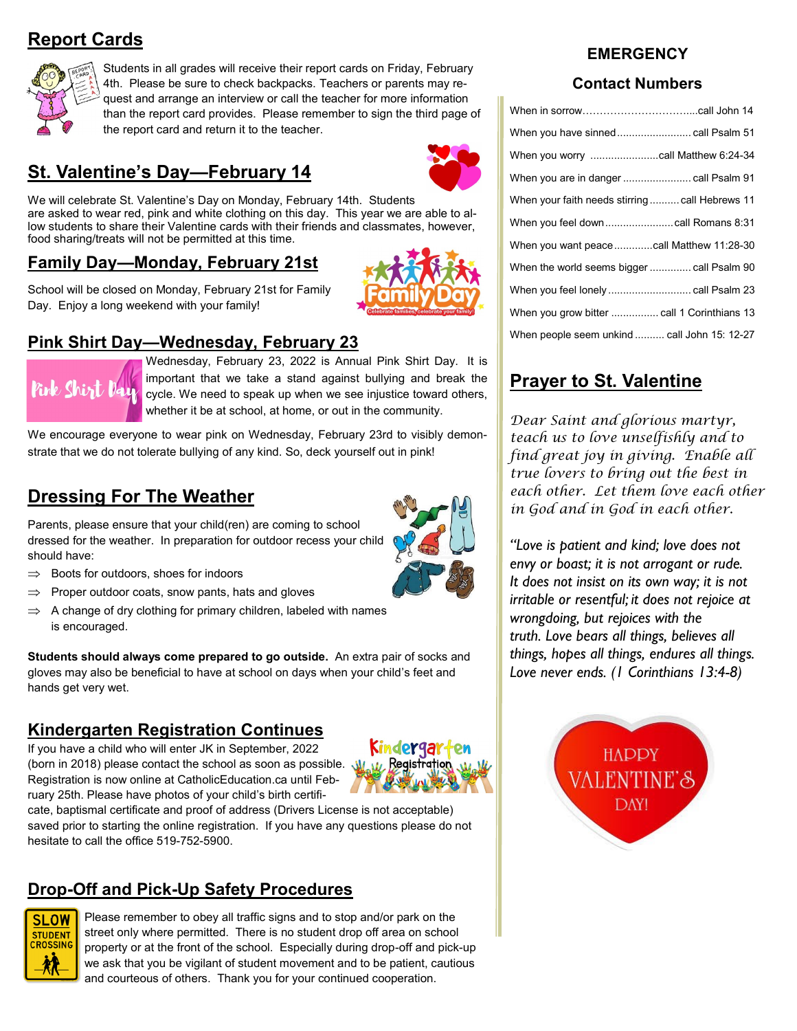## Report Cards

Students in all grades will receive their report cards on Friday, February 4th. Please be sure to check backpacks. Teachers or parents may request and arrange an interview or call the teacher for more information than the report card provides. Please remember to sign the third page of the report card and return it to the teacher.

## St. Valentine's Day—February 14

We will celebrate St. Valentine's Day on Monday, February 14th. Students are asked to wear red, pink and white clothing on this day. This year we are able to allow students to share their Valentine cards with their friends and classmates, however, food sharing/treats will not be permitted at this time.

## Family Day—Monday, February 21st

School will be closed on Monday, February 21st for Family Day. Enjoy a long weekend with your family!

## Pink Shirt Day—Wednesday, February 23

Wednesday, February 23, 2022 is Annual Pink Shirt Day. It is important that we take a stand against bullying and break the cycle. We need to speak up when we see injustice toward others, whether it be at school, at home, or out in the community.

We encourage everyone to wear pink on Wednesday, February 23rd to visibly demonstrate that we do not tolerate bullying of any kind. So, deck yourself out in pink!

## Dressing For The Weather

Parents, please ensure that your child(ren) are coming to school dressed for the weather. In preparation for outdoor recess your child should have:

- Boots for outdoors, shoes for indoors
- Proper outdoor coats, snow pants, hats and gloves
- A change of dry clothing for primary children, labeled with names is encouraged.

**Students should always come prepared to go outside.** An extra pair of socks and gloves may also be beneficial to have at school on days when your child's feet and hands get very wet.

## Kindergarten Registration Continues

If you have a child who will enter JK in September, 2022 (born in 2018) please contact the school as soon as possible. Registration is now online at CatholicEducation.ca until February 25th. Please have photos of your child's birth certificate, baptismal certificate and proof of address (Drivers License is not acceptable) saved prior to starting the online registration. If you have any questions please do not hesitate to call the office 519-752-5900.

## Drop-Off and Pick-Up Safety Procedures

Please remember to obey all traffic signs and to stop and/or park on the street only where permitted. There is no student drop off area on school property or at the front of the school. Especially during drop-off and pick-up we ask that you be vigilant of student movement and to be patient, cautious and courteous of others. Thank you for your continued cooperation.

## EMERGENCY Contact Numbers

| | |
|---|---|
| When in sorrow | call John 14 |
| When you have sinned | call Psalm 51 |
| When you worry | call Matthew 6:24-34 |
| When you are in danger | call Psalm 91 |
| When your faith needs stirring | call Hebrews 11 |
| When you feel down | call Romans 8:31 |
| When you want peace | call Matthew 11:28-30 |
| When the world seems bigger | call Psalm 90 |
| When you feel lonely | call Psalm 23 |
| When you grow bitter | call 1 Corinthians 13 |
| When people seem unkind | call John 15: 12-27 |

## Prayer to St. Valentine

*Dear Saint and glorious martyr, teach us to love unselfishly and to find great joy in giving. Enable all true lovers to bring out the best in each other. Let them love each other in God and in God in each other.*

*"Love is patient and kind; love does not envy or boast; it is not arrogant or rude. It does not insist on its own way; it is not irritable or resentful; it does not rejoice at wrongdoing, but rejoices with the truth. Love bears all things, believes all things, hopes all things, endures all things. Love never ends. (1 Corinthians 13:4-8)*

HAPPY VALENTINE'S DAY!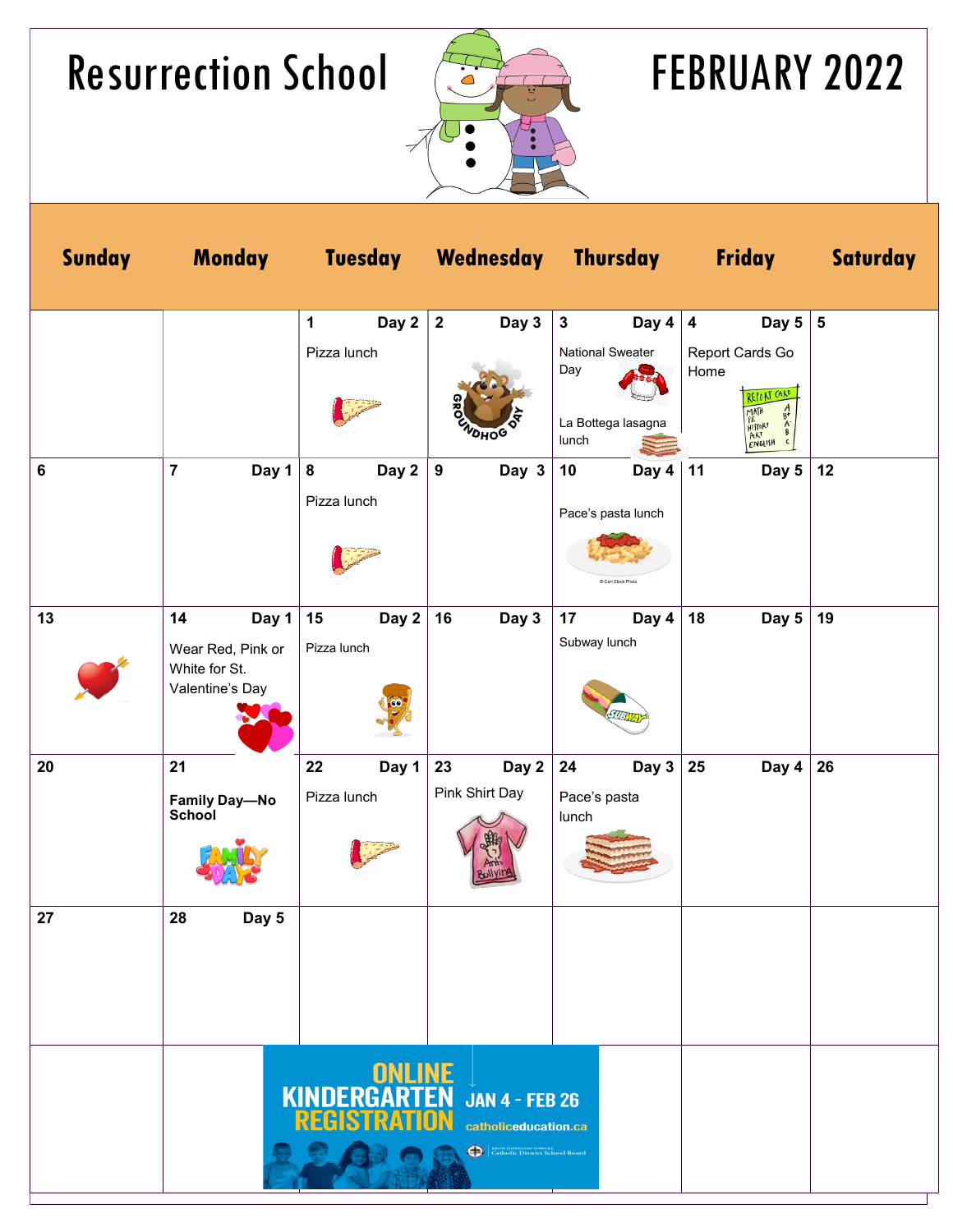# Resurrection School

# FEBRUARY 2022

| Sunday | Monday | Tuesday | Wednesday | Thursday | Friday | Saturday |
|---|---|---|---|---|---|---|
| | | 1 Day 2<br>Pizza lunch | 2 Day 3<br>GROUNDHOG DAY | 3 Day 4<br>National Sweater Day<br>La Bottega lasagna lunch | 4 Day 5<br>Report Cards Go Home | 5 |
| 6 | 7 Day 1 | 8 Day 2<br>Pizza lunch | 9 Day 3 | 10 Day 4<br>Pace's pasta lunch | 11 Day 5 | 12 |
| 13 | 14 Day 1<br>Wear Red, Pink or White for St. Valentine's Day | 15 Day 2<br>Pizza lunch | 16 Day 3 | 17 Day 4<br>Subway lunch | 18 Day 5 | 19 |
| 20 | 21<br>**Family Day—No School** | 22 Day 1<br>Pizza lunch | 23 Day 2<br>Pink Shirt Day | 24 Day 3<br>Pace's pasta lunch | 25 Day 4 | 26 |
| 27 | 28 Day 5 | | | | | |

ONLINE KINDERGARTEN REGISTRATION
JAN 4 - FEB 26
catholiceducation.ca
Brant Haldimand Norfolk Catholic District School Board